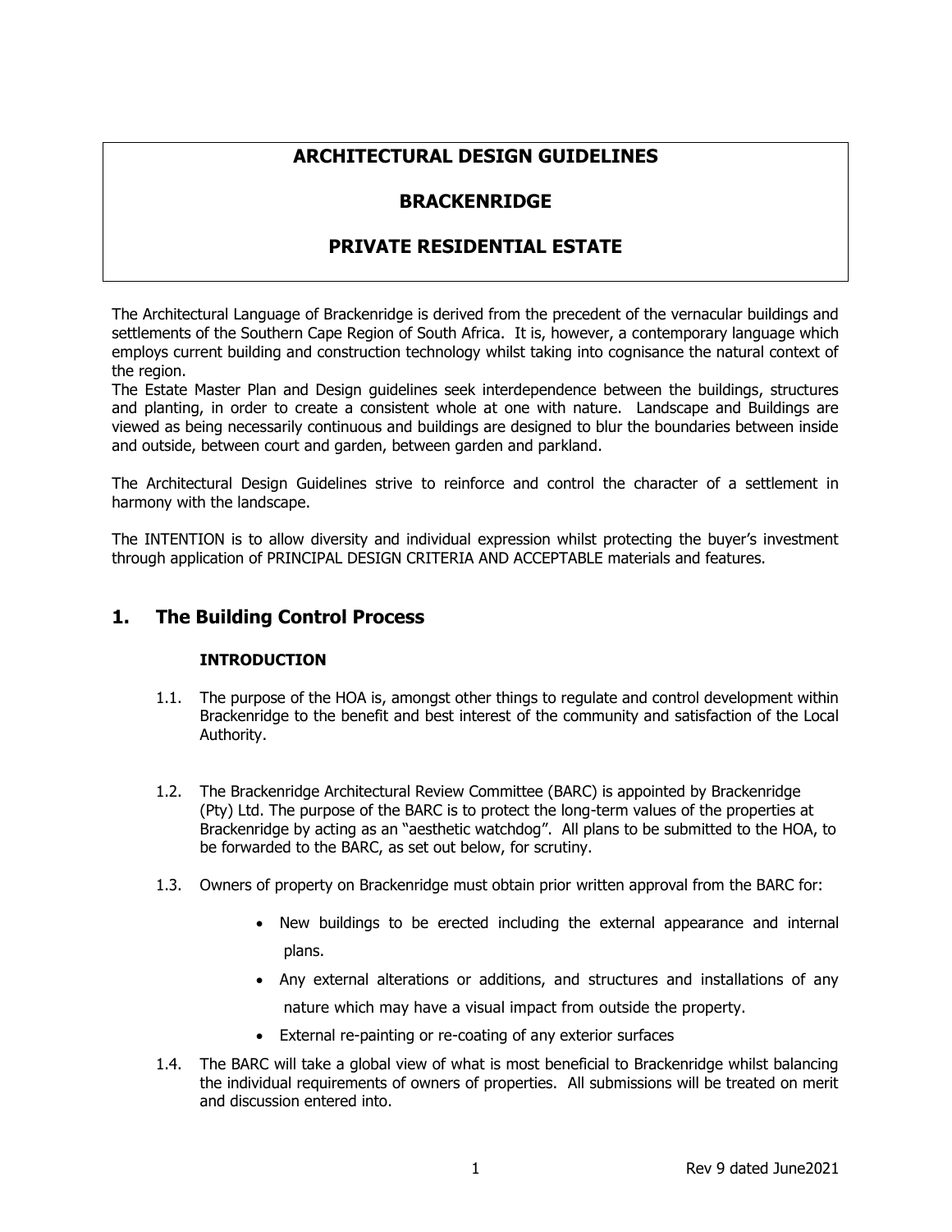# ARCHITECTURAL DESIGN GUIDELINES

# BRACKENRIDGE

# PRIVATE RESIDENTIAL ESTATE

The Architectural Language of Brackenridge is derived from the precedent of the vernacular buildings and settlements of the Southern Cape Region of South Africa. It is, however, a contemporary language which employs current building and construction technology whilst taking into cognisance the natural context of the region.

The Estate Master Plan and Design guidelines seek interdependence between the buildings, structures and planting, in order to create a consistent whole at one with nature. Landscape and Buildings are viewed as being necessarily continuous and buildings are designed to blur the boundaries between inside and outside, between court and garden, between garden and parkland.

The Architectural Design Guidelines strive to reinforce and control the character of a settlement in harmony with the landscape.

The INTENTION is to allow diversity and individual expression whilst protecting the buyer's investment through application of PRINCIPAL DESIGN CRITERIA AND ACCEPTABLE materials and features.

## 1. The Building Control Process

**INTRODUCTION**

1.1. The purpose of the HOA is, amongst other things to regulate and control development within Brackenridge to the benefit and best interest of the community and satisfaction of the Local Authority.

1.2. The Brackenridge Architectural Review Committee (BARC) is appointed by Brackenridge (Pty) Ltd. The purpose of the BARC is to protect the long-term values of the properties at Brackenridge by acting as an "aesthetic watchdog". All plans to be submitted to the HOA, to be forwarded to the BARC, as set out below, for scrutiny.

1.3. Owners of property on Brackenridge must obtain prior written approval from the BARC for:

- New buildings to be erected including the external appearance and internal plans.
- Any external alterations or additions, and structures and installations of any nature which may have a visual impact from outside the property.
- External re-painting or re-coating of any exterior surfaces

1.4. The BARC will take a global view of what is most beneficial to Brackenridge whilst balancing the individual requirements of owners of properties. All submissions will be treated on merit and discussion entered into.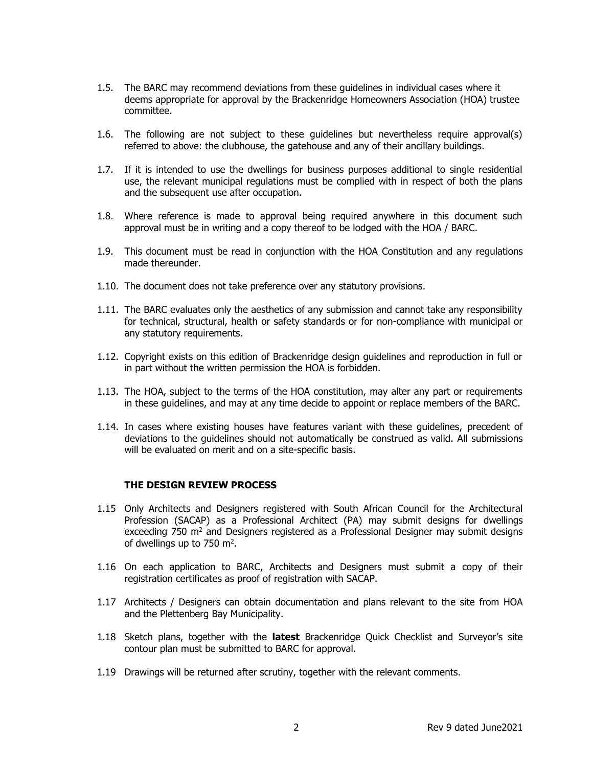1.5. The BARC may recommend deviations from these guidelines in individual cases where it deems appropriate for approval by the Brackenridge Homeowners Association (HOA) trustee committee.

1.6. The following are not subject to these guidelines but nevertheless require approval(s) referred to above: the clubhouse, the gatehouse and any of their ancillary buildings.

1.7. If it is intended to use the dwellings for business purposes additional to single residential use, the relevant municipal regulations must be complied with in respect of both the plans and the subsequent use after occupation.

1.8. Where reference is made to approval being required anywhere in this document such approval must be in writing and a copy thereof to be lodged with the HOA / BARC.

1.9. This document must be read in conjunction with the HOA Constitution and any regulations made thereunder.

1.10. The document does not take preference over any statutory provisions.

1.11. The BARC evaluates only the aesthetics of any submission and cannot take any responsibility for technical, structural, health or safety standards or for non-compliance with municipal or any statutory requirements.

1.12. Copyright exists on this edition of Brackenridge design guidelines and reproduction in full or in part without the written permission the HOA is forbidden.

1.13. The HOA, subject to the terms of the HOA constitution, may alter any part or requirements in these guidelines, and may at any time decide to appoint or replace members of the BARC.

1.14. In cases where existing houses have features variant with these guidelines, precedent of deviations to the guidelines should not automatically be construed as valid. All submissions will be evaluated on merit and on a site-specific basis.

### THE DESIGN REVIEW PROCESS

1.15 Only Architects and Designers registered with South African Council for the Architectural Profession (SACAP) as a Professional Architect (PA) may submit designs for dwellings exceeding 750 $m^2$ and Designers registered as a Professional Designer may submit designs of dwellings up to 750 $m^2$.

1.16 On each application to BARC, Architects and Designers must submit a copy of their registration certificates as proof of registration with SACAP.

1.17 Architects / Designers can obtain documentation and plans relevant to the site from HOA and the Plettenberg Bay Municipality.

1.18 Sketch plans, together with the **latest** Brackenridge Quick Checklist and Surveyor's site contour plan must be submitted to BARC for approval.

1.19 Drawings will be returned after scrutiny, together with the relevant comments.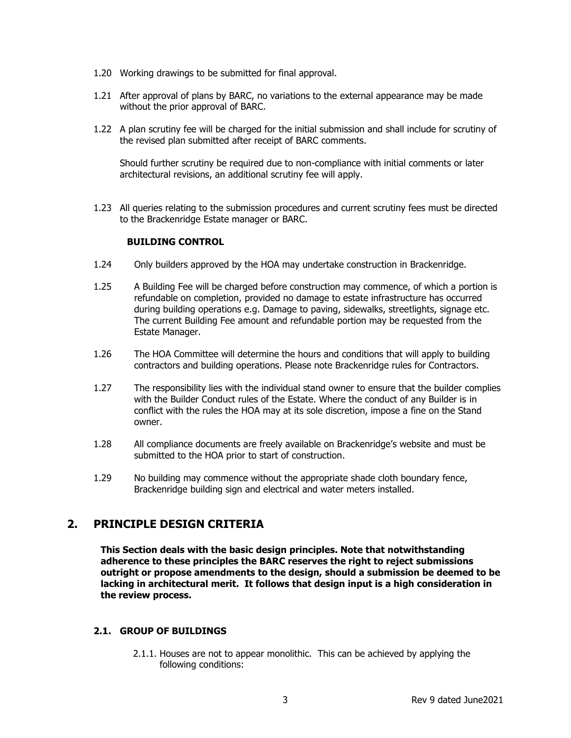1.20 Working drawings to be submitted for final approval.

1.21 After approval of plans by BARC, no variations to the external appearance may be made without the prior approval of BARC.

1.22 A plan scrutiny fee will be charged for the initial submission and shall include for scrutiny of the revised plan submitted after receipt of BARC comments.

Should further scrutiny be required due to non-compliance with initial comments or later architectural revisions, an additional scrutiny fee will apply.

1.23 All queries relating to the submission procedures and current scrutiny fees must be directed to the Brackenridge Estate manager or BARC.

**BUILDING CONTROL**

1.24 Only builders approved by the HOA may undertake construction in Brackenridge.

1.25 A Building Fee will be charged before construction may commence, of which a portion is refundable on completion, provided no damage to estate infrastructure has occurred during building operations e.g. Damage to paving, sidewalks, streetlights, signage etc. The current Building Fee amount and refundable portion may be requested from the Estate Manager.

1.26 The HOA Committee will determine the hours and conditions that will apply to building contractors and building operations. Please note Brackenridge rules for Contractors.

1.27 The responsibility lies with the individual stand owner to ensure that the builder complies with the Builder Conduct rules of the Estate. Where the conduct of any Builder is in conflict with the rules the HOA may at its sole discretion, impose a fine on the Stand owner.

1.28 All compliance documents are freely available on Brackenridge's website and must be submitted to the HOA prior to start of construction.

1.29 No building may commence without the appropriate shade cloth boundary fence, Brackenridge building sign and electrical and water meters installed.

## 2. PRINCIPLE DESIGN CRITERIA

**This Section deals with the basic design principles. Note that notwithstanding adherence to these principles the BARC reserves the right to reject submissions outright or propose amendments to the design, should a submission be deemed to be lacking in architectural merit. It follows that design input is a high consideration in the review process.**

### 2.1. GROUP OF BUILDINGS

2.1.1. Houses are not to appear monolithic. This can be achieved by applying the following conditions: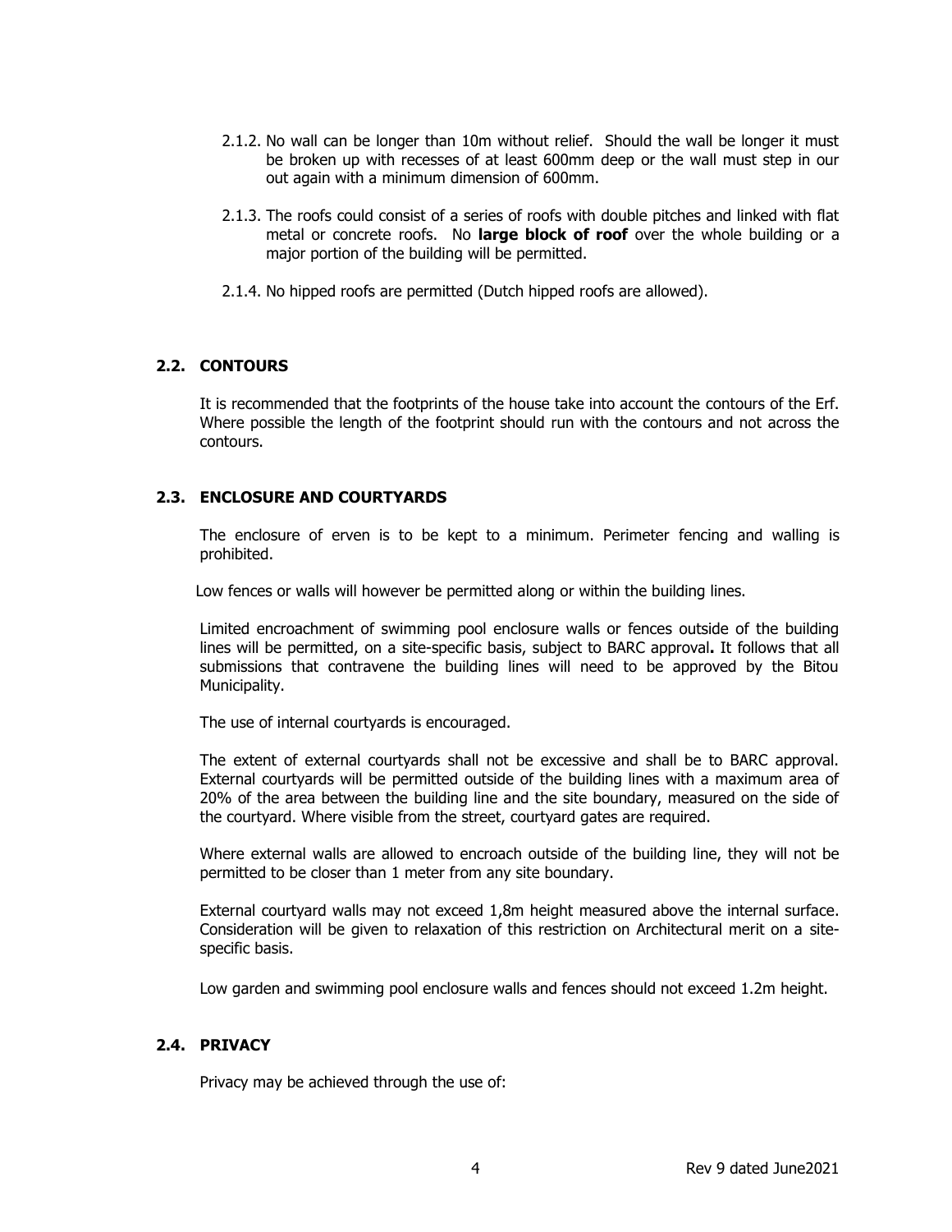2.1.2. No wall can be longer than 10m without relief. Should the wall be longer it must be broken up with recesses of at least 600mm deep or the wall must step in our out again with a minimum dimension of 600mm.

2.1.3. The roofs could consist of a series of roofs with double pitches and linked with flat metal or concrete roofs. No **large block of roof** over the whole building or a major portion of the building will be permitted.

2.1.4. No hipped roofs are permitted (Dutch hipped roofs are allowed).

## 2.2. CONTOURS

It is recommended that the footprints of the house take into account the contours of the Erf. Where possible the length of the footprint should run with the contours and not across the contours.

## 2.3. ENCLOSURE AND COURTYARDS

The enclosure of erven is to be kept to a minimum. Perimeter fencing and walling is prohibited.

Low fences or walls will however be permitted along or within the building lines.

Limited encroachment of swimming pool enclosure walls or fences outside of the building lines will be permitted, on a site-specific basis, subject to BARC approval**.** It follows that all submissions that contravene the building lines will need to be approved by the Bitou Municipality.

The use of internal courtyards is encouraged.

The extent of external courtyards shall not be excessive and shall be to BARC approval. External courtyards will be permitted outside of the building lines with a maximum area of 20% of the area between the building line and the site boundary, measured on the side of the courtyard. Where visible from the street, courtyard gates are required.

Where external walls are allowed to encroach outside of the building line, they will not be permitted to be closer than 1 meter from any site boundary.

External courtyard walls may not exceed 1,8m height measured above the internal surface. Consideration will be given to relaxation of this restriction on Architectural merit on a site-specific basis.

Low garden and swimming pool enclosure walls and fences should not exceed 1.2m height.

## 2.4. PRIVACY

Privacy may be achieved through the use of: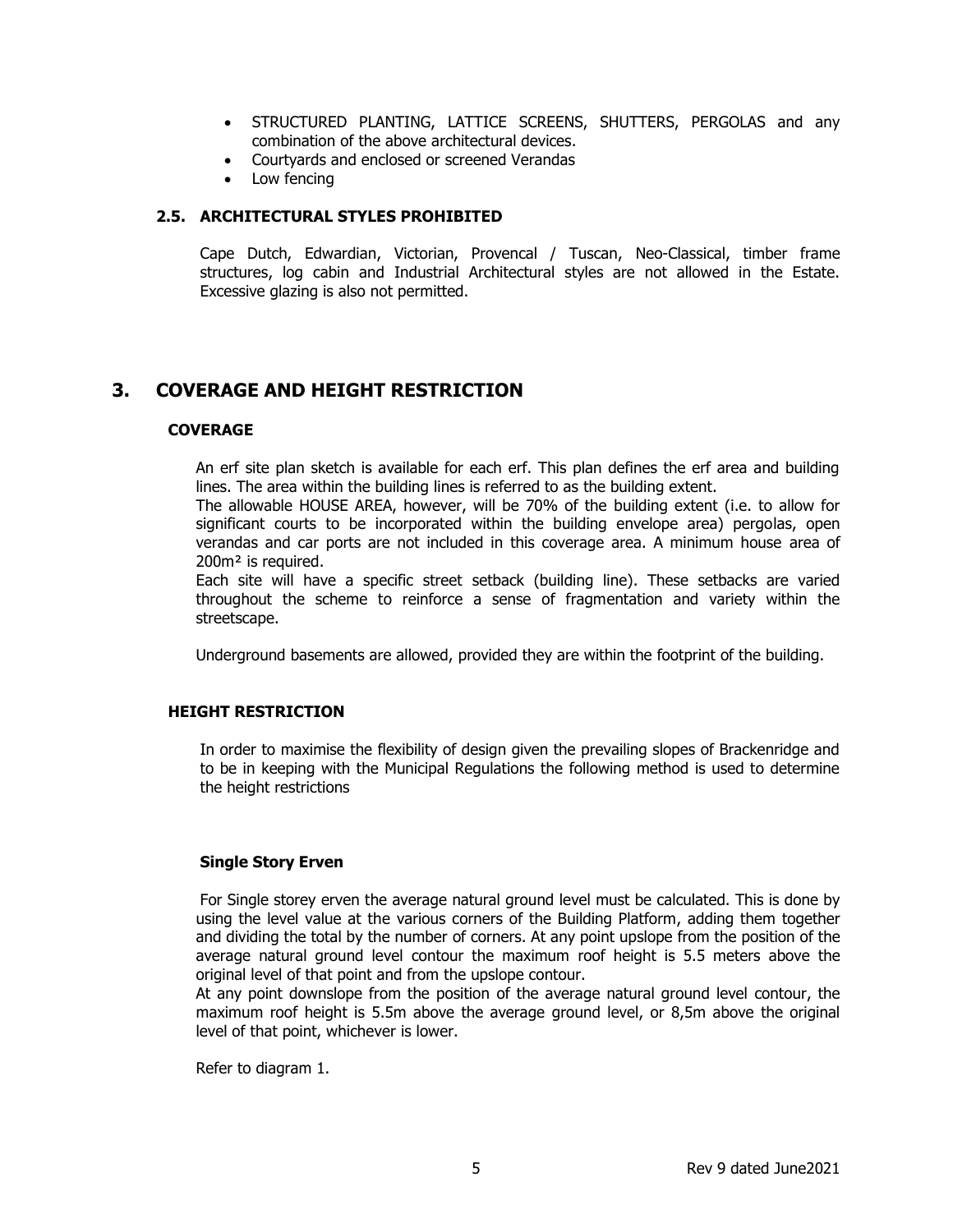- STRUCTURED PLANTING, LATTICE SCREENS, SHUTTERS, PERGOLAS and any combination of the above architectural devices.
- Courtyards and enclosed or screened Verandas
- Low fencing

### 2.5. ARCHITECTURAL STYLES PROHIBITED

Cape Dutch, Edwardian, Victorian, Provencal / Tuscan, Neo-Classical, timber frame structures, log cabin and Industrial Architectural styles are not allowed in the Estate. Excessive glazing is also not permitted.

## 3. COVERAGE AND HEIGHT RESTRICTION

### COVERAGE

An erf site plan sketch is available for each erf. This plan defines the erf area and building lines. The area within the building lines is referred to as the building extent.
The allowable HOUSE AREA, however, will be 70% of the building extent (i.e. to allow for significant courts to be incorporated within the building envelope area) pergolas, open verandas and car ports are not included in this coverage area. A minimum house area of 200m² is required.
Each site will have a specific street setback (building line). These setbacks are varied throughout the scheme to reinforce a sense of fragmentation and variety within the streetscape.

Underground basements are allowed, provided they are within the footprint of the building.

### HEIGHT RESTRICTION

In order to maximise the flexibility of design given the prevailing slopes of Brackenridge and to be in keeping with the Municipal Regulations the following method is used to determine the height restrictions

#### Single Story Erven

For Single storey erven the average natural ground level must be calculated. This is done by using the level value at the various corners of the Building Platform, adding them together and dividing the total by the number of corners. At any point upslope from the position of the average natural ground level contour the maximum roof height is 5.5 meters above the original level of that point and from the upslope contour.
At any point downslope from the position of the average natural ground level contour, the maximum roof height is 5.5m above the average ground level, or 8,5m above the original level of that point, whichever is lower.

Refer to diagram 1.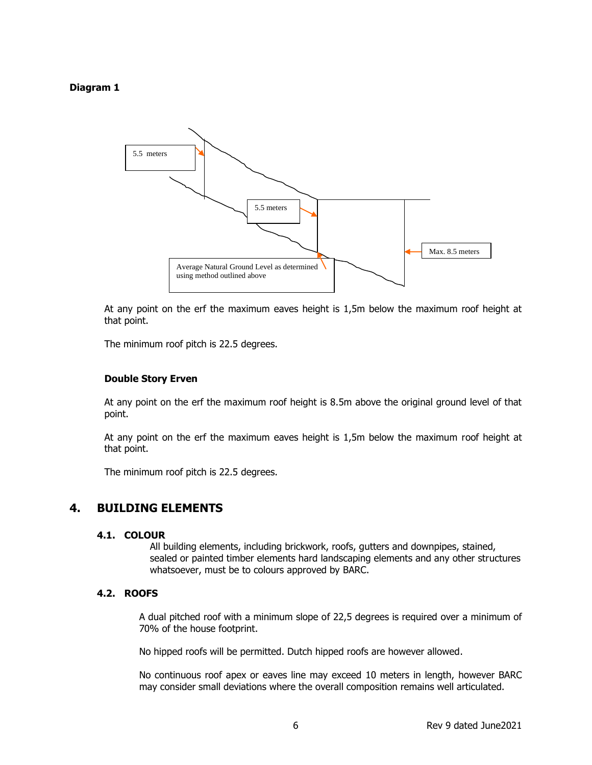**Diagram 1**

5.5 meters

5.5 meters

Max. 8.5 meters

Average Natural Ground Level as determined using method outlined above

At any point on the erf the maximum eaves height is 1,5m below the maximum roof height at that point.

The minimum roof pitch is 22.5 degrees.

**Double Story Erven**

At any point on the erf the maximum roof height is 8.5m above the original ground level of that point.

At any point on the erf the maximum eaves height is 1,5m below the maximum roof height at that point.

The minimum roof pitch is 22.5 degrees.

## 4. BUILDING ELEMENTS

### 4.1. COLOUR

All building elements, including brickwork, roofs, gutters and downpipes, stained, sealed or painted timber elements hard landscaping elements and any other structures whatsoever, must be to colours approved by BARC.

### 4.2. ROOFS

A dual pitched roof with a minimum slope of 22,5 degrees is required over a minimum of 70% of the house footprint.

No hipped roofs will be permitted. Dutch hipped roofs are however allowed.

No continuous roof apex or eaves line may exceed 10 meters in length, however BARC may consider small deviations where the overall composition remains well articulated.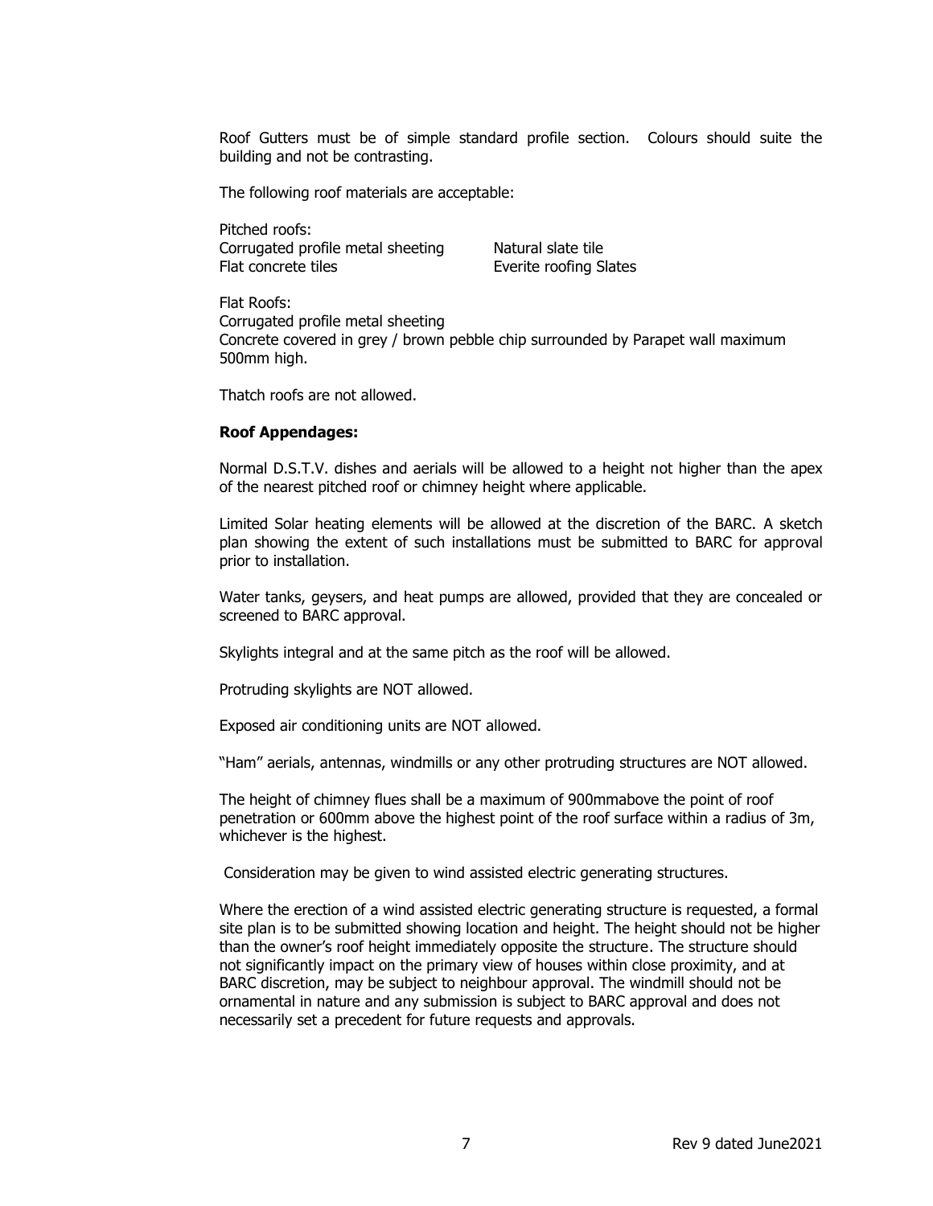Roof Gutters must be of simple standard profile section. Colours should suite the building and not be contrasting.

The following roof materials are acceptable:

Pitched roofs:

| | |
|---|---|
| Corrugated profile metal sheeting | Natural slate tile |
| Flat concrete tiles | Everite roofing Slates |

Flat Roofs:
Corrugated profile metal sheeting
Concrete covered in grey / brown pebble chip surrounded by Parapet wall maximum 500mm high.

Thatch roofs are not allowed.

**Roof Appendages:**

Normal D.S.T.V. dishes and aerials will be allowed to a height not higher than the apex of the nearest pitched roof or chimney height where applicable.

Limited Solar heating elements will be allowed at the discretion of the BARC. A sketch plan showing the extent of such installations must be submitted to BARC for approval prior to installation.

Water tanks, geysers, and heat pumps are allowed, provided that they are concealed or screened to BARC approval.

Skylights integral and at the same pitch as the roof will be allowed.

Protruding skylights are NOT allowed.

Exposed air conditioning units are NOT allowed.

"Ham" aerials, antennas, windmills or any other protruding structures are NOT allowed.

The height of chimney flues shall be a maximum of 900mmabove the point of roof penetration or 600mm above the highest point of the roof surface within a radius of 3m, whichever is the highest.

Consideration may be given to wind assisted electric generating structures.

Where the erection of a wind assisted electric generating structure is requested, a formal site plan is to be submitted showing location and height. The height should not be higher than the owner's roof height immediately opposite the structure. The structure should not significantly impact on the primary view of houses within close proximity, and at BARC discretion, may be subject to neighbour approval. The windmill should not be ornamental in nature and any submission is subject to BARC approval and does not necessarily set a precedent for future requests and approvals.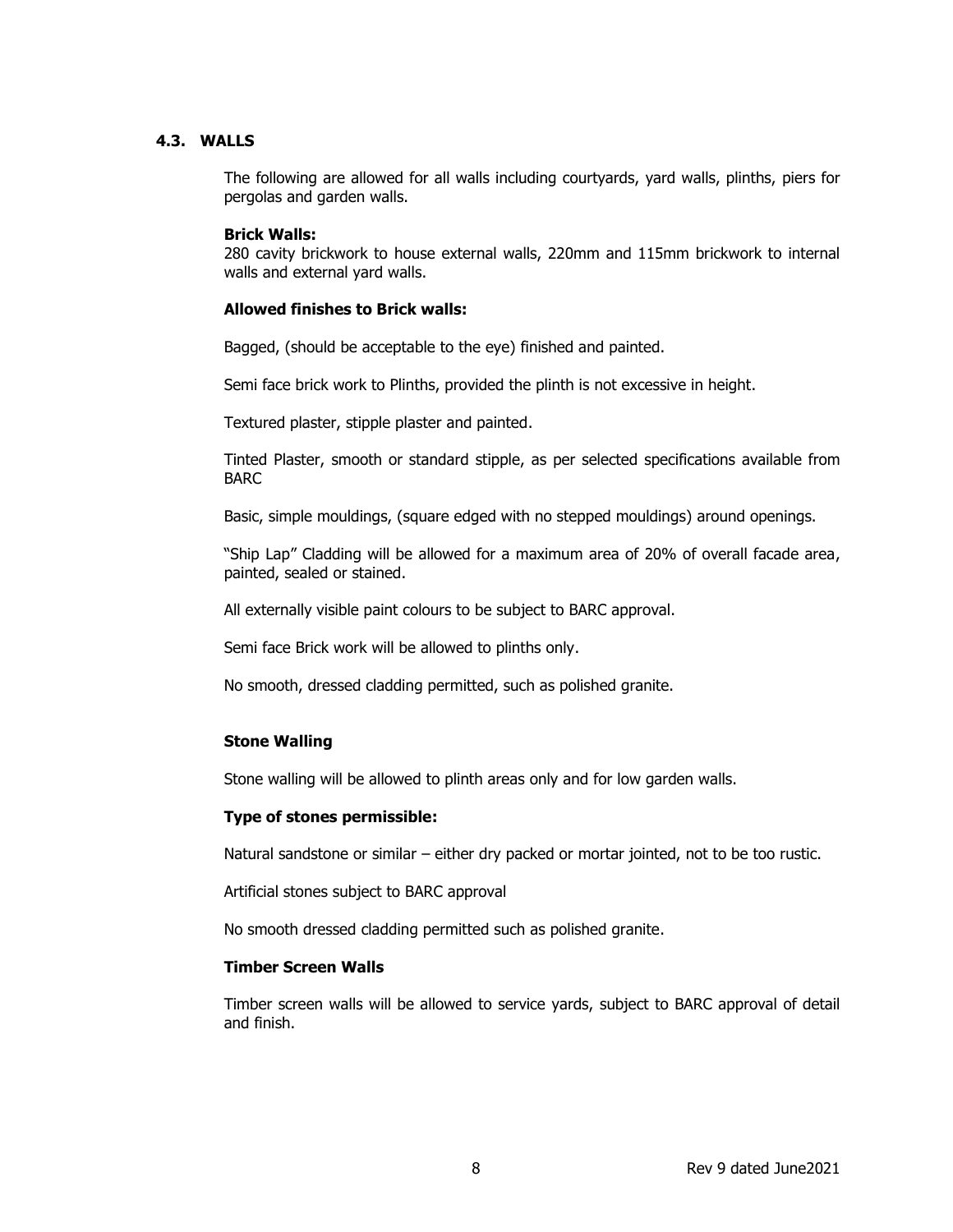## 4.3. WALLS

The following are allowed for all walls including courtyards, yard walls, plinths, piers for pergolas and garden walls.

**Brick Walls:**
280 cavity brickwork to house external walls, 220mm and 115mm brickwork to internal walls and external yard walls.

**Allowed finishes to Brick walls:**

Bagged, (should be acceptable to the eye) finished and painted.

Semi face brick work to Plinths, provided the plinth is not excessive in height.

Textured plaster, stipple plaster and painted.

Tinted Plaster, smooth or standard stipple, as per selected specifications available from BARC

Basic, simple mouldings, (square edged with no stepped mouldings) around openings.

"Ship Lap" Cladding will be allowed for a maximum area of 20% of overall facade area, painted, sealed or stained.

All externally visible paint colours to be subject to BARC approval.

Semi face Brick work will be allowed to plinths only.

No smooth, dressed cladding permitted, such as polished granite.

**Stone Walling**

Stone walling will be allowed to plinth areas only and for low garden walls.

**Type of stones permissible:**

Natural sandstone or similar – either dry packed or mortar jointed, not to be too rustic.

Artificial stones subject to BARC approval

No smooth dressed cladding permitted such as polished granite.

**Timber Screen Walls**

Timber screen walls will be allowed to service yards, subject to BARC approval of detail and finish.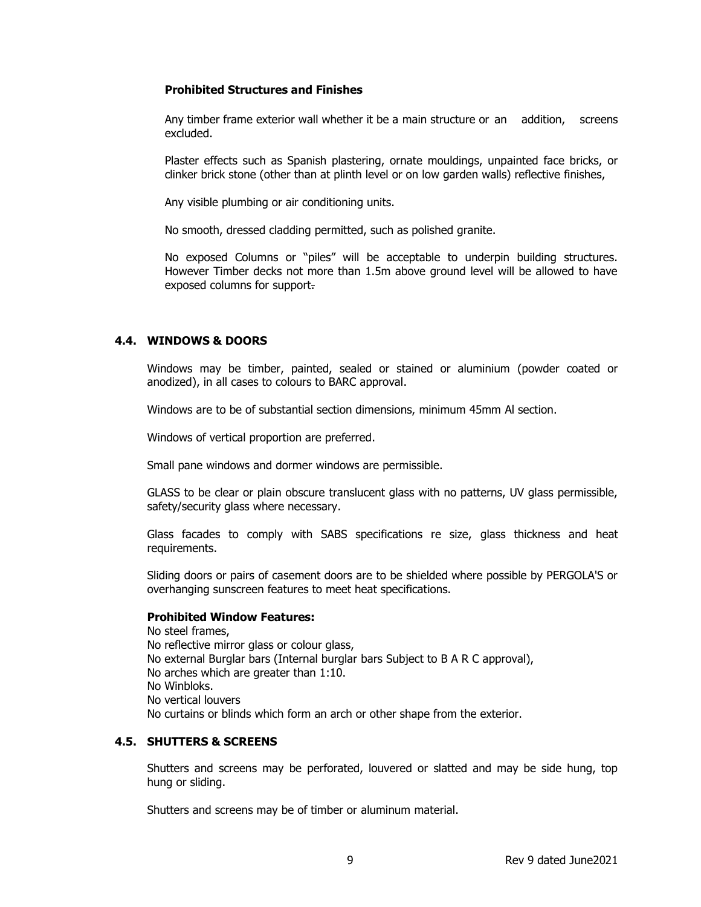**Prohibited Structures and Finishes**

Any timber frame exterior wall whether it be a main structure or an addition, screens excluded.

Plaster effects such as Spanish plastering, ornate mouldings, unpainted face bricks, or clinker brick stone (other than at plinth level or on low garden walls) reflective finishes,

Any visible plumbing or air conditioning units.

No smooth, dressed cladding permitted, such as polished granite.

No exposed Columns or "piles" will be acceptable to underpin building structures. However Timber decks not more than 1.5m above ground level will be allowed to have exposed columns for support.

### 4.4. WINDOWS & DOORS

Windows may be timber, painted, sealed or stained or aluminium (powder coated or anodized), in all cases to colours to BARC approval.

Windows are to be of substantial section dimensions, minimum 45mm Al section.

Windows of vertical proportion are preferred.

Small pane windows and dormer windows are permissible.

GLASS to be clear or plain obscure translucent glass with no patterns, UV glass permissible, safety/security glass where necessary.

Glass facades to comply with SABS specifications re size, glass thickness and heat requirements.

Sliding doors or pairs of casement doors are to be shielded where possible by PERGOLA'S or overhanging sunscreen features to meet heat specifications.

**Prohibited Window Features:**

No steel frames,
No reflective mirror glass or colour glass,
No external Burglar bars (Internal burglar bars Subject to B A R C approval),
No arches which are greater than 1:10.
No Winbloks.
No vertical louvers
No curtains or blinds which form an arch or other shape from the exterior.

### 4.5. SHUTTERS & SCREENS

Shutters and screens may be perforated, louvered or slatted and may be side hung, top hung or sliding.

Shutters and screens may be of timber or aluminum material.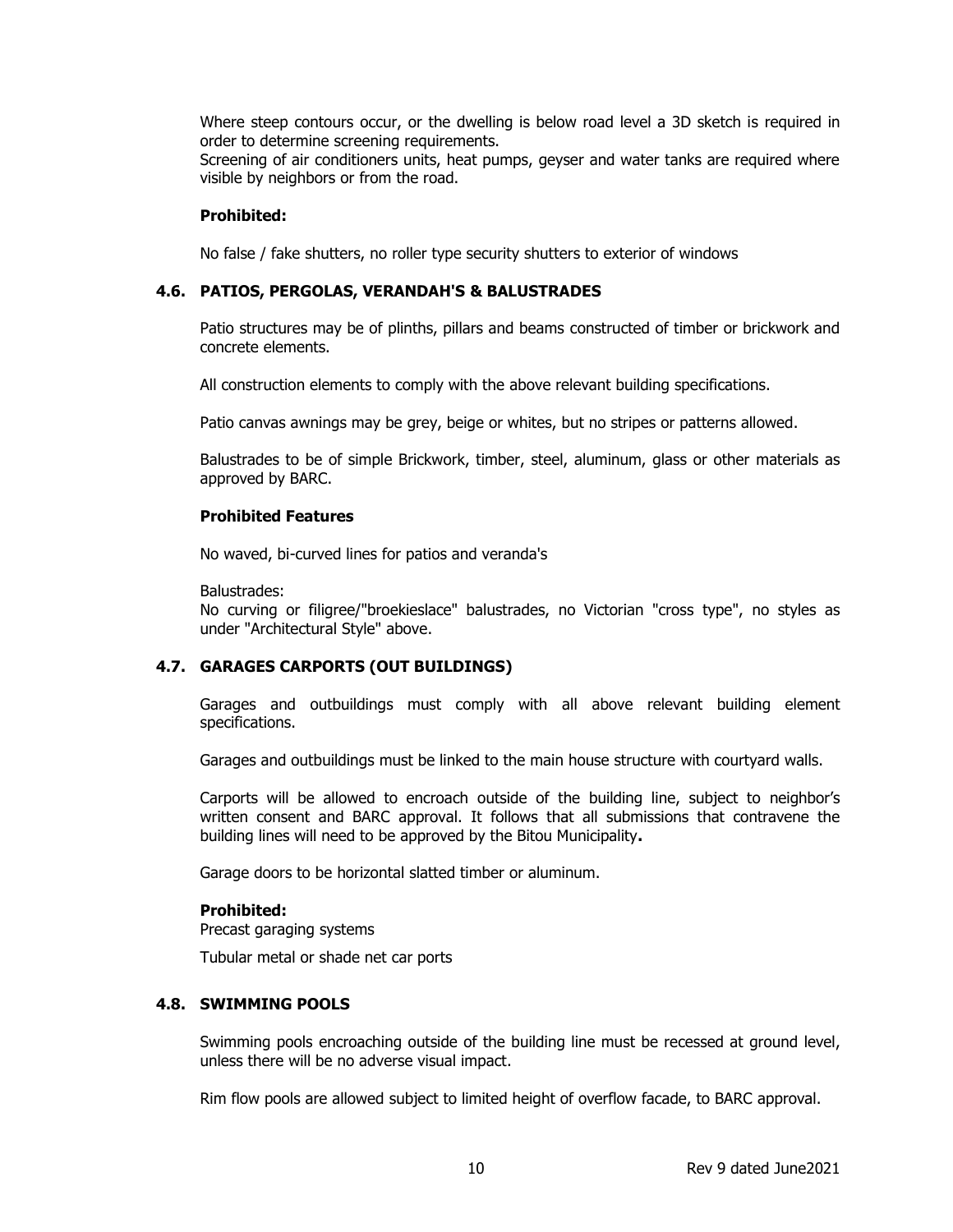Where steep contours occur, or the dwelling is below road level a 3D sketch is required in order to determine screening requirements.
Screening of air conditioners units, heat pumps, geyser and water tanks are required where visible by neighbors or from the road.

**Prohibited:**

No false / fake shutters, no roller type security shutters to exterior of windows

### 4.6. PATIOS, PERGOLAS, VERANDAH'S & BALUSTRADES

Patio structures may be of plinths, pillars and beams constructed of timber or brickwork and concrete elements.

All construction elements to comply with the above relevant building specifications.

Patio canvas awnings may be grey, beige or whites, but no stripes or patterns allowed.

Balustrades to be of simple Brickwork, timber, steel, aluminum, glass or other materials as approved by BARC.

**Prohibited Features**

No waved, bi-curved lines for patios and veranda's

Balustrades:
No curving or filigree/"broekieslace" balustrades, no Victorian "cross type", no styles as under "Architectural Style" above.

### 4.7. GARAGES CARPORTS (OUT BUILDINGS)

Garages and outbuildings must comply with all above relevant building element specifications.

Garages and outbuildings must be linked to the main house structure with courtyard walls.

Carports will be allowed to encroach outside of the building line, subject to neighbor's written consent and BARC approval. It follows that all submissions that contravene the building lines will need to be approved by the Bitou Municipality**.**

Garage doors to be horizontal slatted timber or aluminum.

**Prohibited:**
Precast garaging systems

Tubular metal or shade net car ports

### 4.8. SWIMMING POOLS

Swimming pools encroaching outside of the building line must be recessed at ground level, unless there will be no adverse visual impact.

Rim flow pools are allowed subject to limited height of overflow facade, to BARC approval.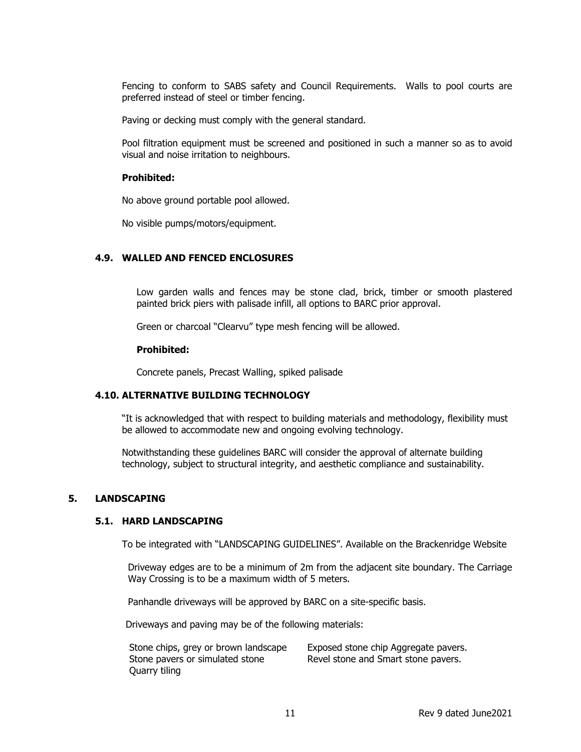Fencing to conform to SABS safety and Council Requirements. Walls to pool courts are preferred instead of steel or timber fencing.

Paving or decking must comply with the general standard.

Pool filtration equipment must be screened and positioned in such a manner so as to avoid visual and noise irritation to neighbours.

**Prohibited:**

No above ground portable pool allowed.

No visible pumps/motors/equipment.

### 4.9. WALLED AND FENCED ENCLOSURES

Low garden walls and fences may be stone clad, brick, timber or smooth plastered painted brick piers with palisade infill, all options to BARC prior approval.

Green or charcoal "Clearvu" type mesh fencing will be allowed.

**Prohibited:**

Concrete panels, Precast Walling, spiked palisade

### 4.10. ALTERNATIVE BUILDING TECHNOLOGY

"It is acknowledged that with respect to building materials and methodology, flexibility must be allowed to accommodate new and ongoing evolving technology.

Notwithstanding these guidelines BARC will consider the approval of alternate building technology, subject to structural integrity, and aesthetic compliance and sustainability.

## 5. LANDSCAPING

### 5.1. HARD LANDSCAPING

To be integrated with "LANDSCAPING GUIDELINES". Available on the Brackenridge Website

Driveway edges are to be a minimum of 2m from the adjacent site boundary. The Carriage Way Crossing is to be a maximum width of 5 meters.

Panhandle driveways will be approved by BARC on a site-specific basis.

Driveways and paving may be of the following materials:

- Stone chips, grey or brown landscape
- Stone pavers or simulated stone
- Quarry tiling
- Exposed stone chip Aggregate pavers.
- Revel stone and Smart stone pavers.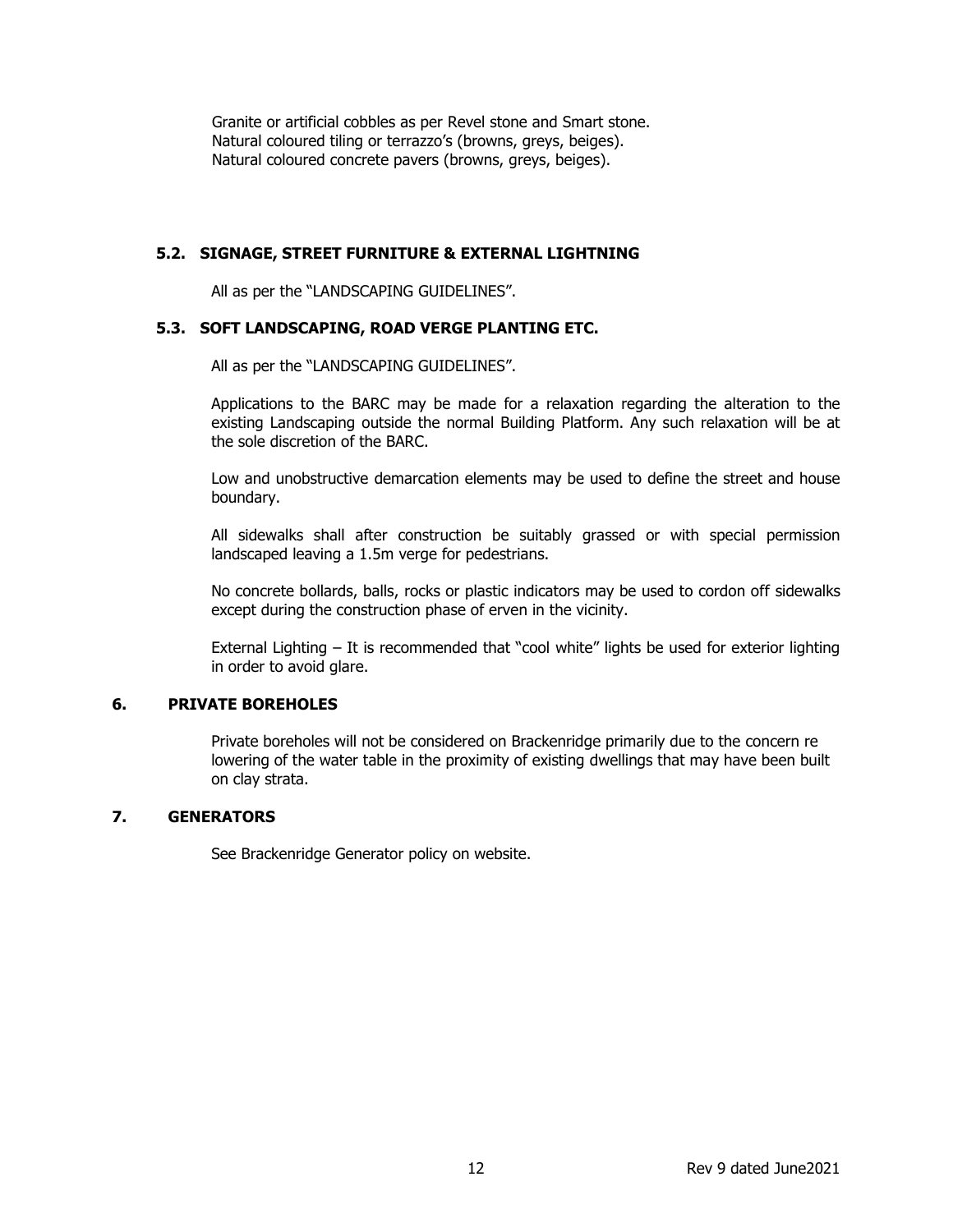Granite or artificial cobbles as per Revel stone and Smart stone.
Natural coloured tiling or terrazzo's (browns, greys, beiges).
Natural coloured concrete pavers (browns, greys, beiges).

### 5.2. SIGNAGE, STREET FURNITURE & EXTERNAL LIGHTNING

All as per the "LANDSCAPING GUIDELINES".

### 5.3. SOFT LANDSCAPING, ROAD VERGE PLANTING ETC.

All as per the "LANDSCAPING GUIDELINES".

Applications to the BARC may be made for a relaxation regarding the alteration to the existing Landscaping outside the normal Building Platform. Any such relaxation will be at the sole discretion of the BARC.

Low and unobstructive demarcation elements may be used to define the street and house boundary.

All sidewalks shall after construction be suitably grassed or with special permission landscaped leaving a 1.5m verge for pedestrians.

No concrete bollards, balls, rocks or plastic indicators may be used to cordon off sidewalks except during the construction phase of erven in the vicinity.

External Lighting – It is recommended that "cool white" lights be used for exterior lighting in order to avoid glare.

## 6. PRIVATE BOREHOLES

Private boreholes will not be considered on Brackenridge primarily due to the concern re lowering of the water table in the proximity of existing dwellings that may have been built on clay strata.

## 7. GENERATORS

See Brackenridge Generator policy on website.